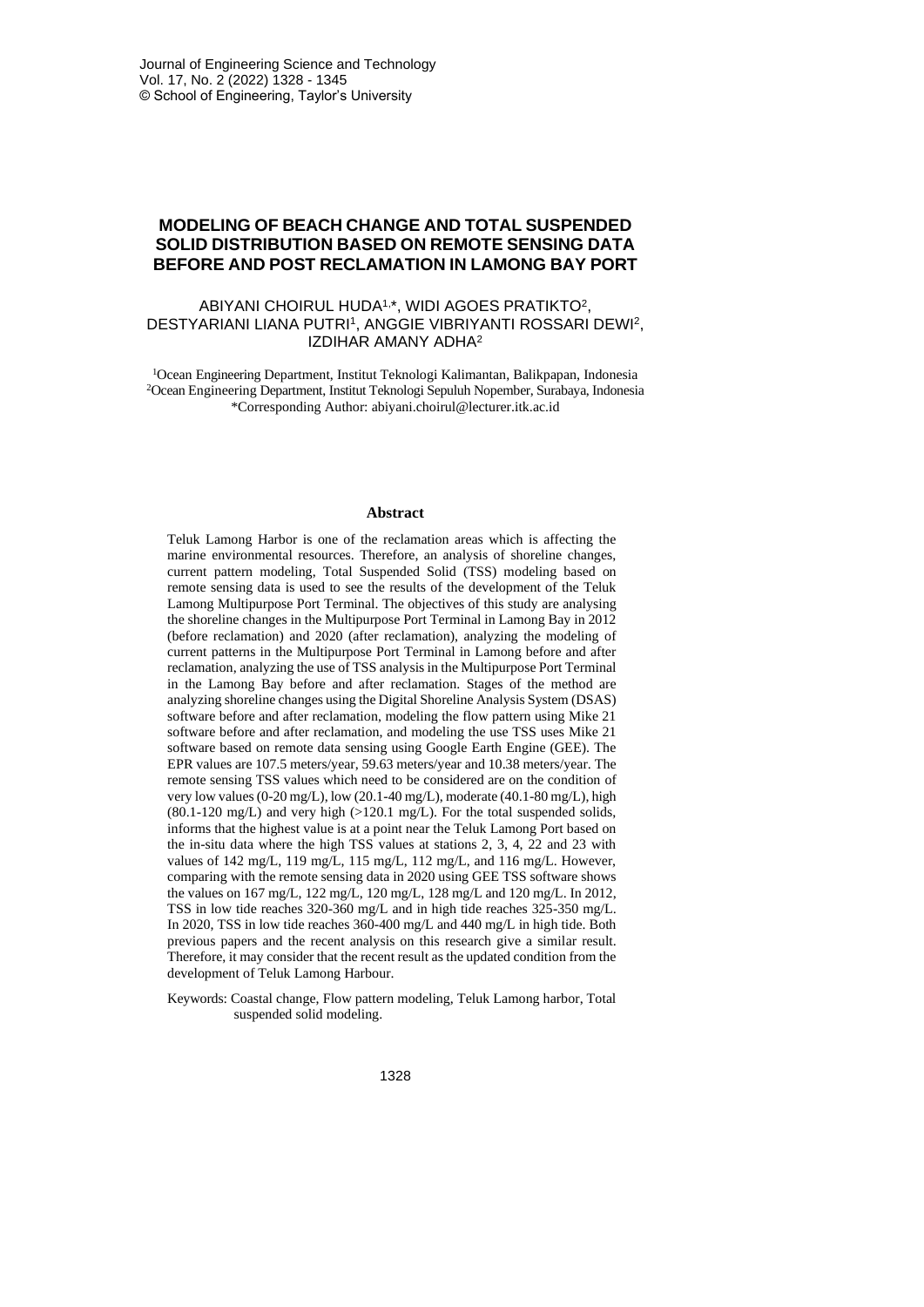# MODELING OF BEACH CHANGE AND TOTAL SUSPENDED SOLID DISTRIBUTION BASED ON REMOTE SENSING DATA BEFORE AND POST RECLAMATION IN LAMONG BAY PORT

ABIYANI CHOIRUL HUDA[1,*], WIDI AGOES PRATIKTO[2], DESTYARIANI LIANA PUTRI[1], ANGGIE VIBRIYANTI ROSSARI DEWI[2], IZDIHAR AMANY ADHA[2]

[1]Ocean Engineering Department, Institut Teknologi Kalimantan, Balikpapan, Indonesia
[2]Ocean Engineering Department, Institut Teknologi Sepuluh Nopember, Surabaya, Indonesia
*Corresponding Author: abiyani.choirul@lecturer.itk.ac.id

## Abstract

Teluk Lamong Harbor is one of the reclamation areas which is affecting the marine environmental resources. Therefore, an analysis of shoreline changes, current pattern modeling, Total Suspended Solid (TSS) modeling based on remote sensing data is used to see the results of the development of the Teluk Lamong Multipurpose Port Terminal. The objectives of this study are analysing the shoreline changes in the Multipurpose Port Terminal in Lamong Bay in 2012 (before reclamation) and 2020 (after reclamation), analyzing the modeling of current patterns in the Multipurpose Port Terminal in Lamong before and after reclamation, analyzing the use of TSS analysis in the Multipurpose Port Terminal in the Lamong Bay before and after reclamation. Stages of the method are analyzing shoreline changes using the Digital Shoreline Analysis System (DSAS) software before and after reclamation, modeling the flow pattern using Mike 21 software before and after reclamation, and modeling the use TSS uses Mike 21 software based on remote data sensing using Google Earth Engine (GEE). The EPR values are 107.5 meters/year, 59.63 meters/year and 10.38 meters/year. The remote sensing TSS values which need to be considered are on the condition of very low values (0-20 mg/L), low (20.1-40 mg/L), moderate (40.1-80 mg/L), high (80.1-120 mg/L) and very high (>120.1 mg/L). For the total suspended solids, informs that the highest value is at a point near the Teluk Lamong Port based on the in-situ data where the high TSS values at stations 2, 3, 4, 22 and 23 with values of 142 mg/L, 119 mg/L, 115 mg/L, 112 mg/L, and 116 mg/L. However, comparing with the remote sensing data in 2020 using GEE TSS software shows the values on 167 mg/L, 122 mg/L, 120 mg/L, 128 mg/L and 120 mg/L. In 2012, TSS in low tide reaches 320-360 mg/L and in high tide reaches 325-350 mg/L. In 2020, TSS in low tide reaches 360-400 mg/L and 440 mg/L in high tide. Both previous papers and the recent analysis on this research give a similar result. Therefore, it may consider that the recent result as the updated condition from the development of Teluk Lamong Harbour.

Keywords: Coastal change, Flow pattern modeling, Teluk Lamong harbor, Total suspended solid modeling.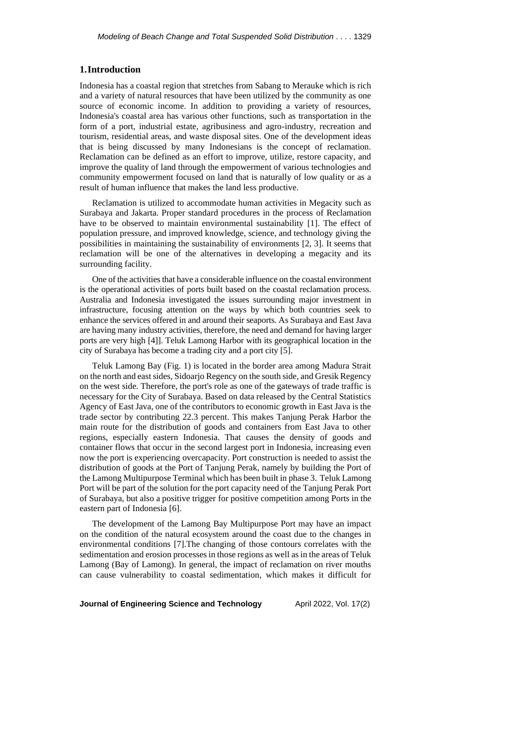## 1. Introduction

Indonesia has a coastal region that stretches from Sabang to Merauke which is rich and a variety of natural resources that have been utilized by the community as one source of economic income. In addition to providing a variety of resources, Indonesia's coastal area has various other functions, such as transportation in the form of a port, industrial estate, agribusiness and agro-industry, recreation and tourism, residential areas, and waste disposal sites. One of the development ideas that is being discussed by many Indonesians is the concept of reclamation. Reclamation can be defined as an effort to improve, utilize, restore capacity, and improve the quality of land through the empowerment of various technologies and community empowerment focused on land that is naturally of low quality or as a result of human influence that makes the land less productive.

Reclamation is utilized to accommodate human activities in Megacity such as Surabaya and Jakarta. Proper standard procedures in the process of Reclamation have to be observed to maintain environmental sustainability [1]. The effect of population pressure, and improved knowledge, science, and technology giving the possibilities in maintaining the sustainability of environments [2, 3]. It seems that reclamation will be one of the alternatives in developing a megacity and its surrounding facility.

One of the activities that have a considerable influence on the coastal environment is the operational activities of ports built based on the coastal reclamation process. Australia and Indonesia investigated the issues surrounding major investment in infrastructure, focusing attention on the ways by which both countries seek to enhance the services offered in and around their seaports. As Surabaya and East Java are having many industry activities, therefore, the need and demand for having larger ports are very high [4]]. Teluk Lamong Harbor with its geographical location in the city of Surabaya has become a trading city and a port city [5].

Teluk Lamong Bay (Fig. 1) is located in the border area among Madura Strait on the north and east sides, Sidoarjo Regency on the south side, and Gresik Regency on the west side. Therefore, the port's role as one of the gateways of trade traffic is necessary for the City of Surabaya. Based on data released by the Central Statistics Agency of East Java, one of the contributors to economic growth in East Java is the trade sector by contributing 22.3 percent. This makes Tanjung Perak Harbor the main route for the distribution of goods and containers from East Java to other regions, especially eastern Indonesia. That causes the density of goods and container flows that occur in the second largest port in Indonesia, increasing even now the port is experiencing overcapacity. Port construction is needed to assist the distribution of goods at the Port of Tanjung Perak, namely by building the Port of the Lamong Multipurpose Terminal which has been built in phase 3. Teluk Lamong Port will be part of the solution for the port capacity need of the Tanjung Perak Port of Surabaya, but also a positive trigger for positive competition among Ports in the eastern part of Indonesia [6].

The development of the Lamong Bay Multipurpose Port may have an impact on the condition of the natural ecosystem around the coast due to the changes in environmental conditions [7].The changing of those contours correlates with the sedimentation and erosion processes in those regions as well as in the areas of Teluk Lamong (Bay of Lamong). In general, the impact of reclamation on river mouths can cause vulnerability to coastal sedimentation, which makes it difficult for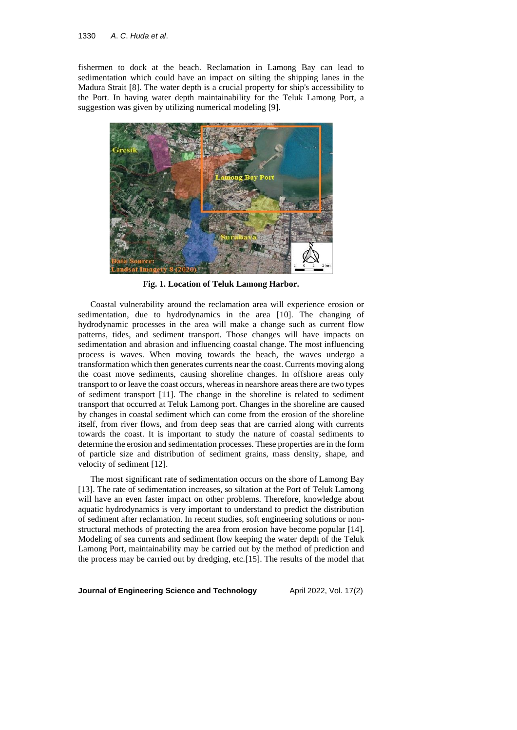fishermen to dock at the beach. Reclamation in Lamong Bay can lead to sedimentation which could have an impact on silting the shipping lanes in the Madura Strait [8]. The water depth is a crucial property for ship's accessibility to the Port. In having water depth maintainability for the Teluk Lamong Port, a suggestion was given by utilizing numerical modeling [9].

**Fig. 1. Location of Teluk Lamong Harbor.**

Coastal vulnerability around the reclamation area will experience erosion or sedimentation, due to hydrodynamics in the area [10]. The changing of hydrodynamic processes in the area will make a change such as current flow patterns, tides, and sediment transport. Those changes will have impacts on sedimentation and abrasion and influencing coastal change. The most influencing process is waves. When moving towards the beach, the waves undergo a transformation which then generates currents near the coast. Currents moving along the coast move sediments, causing shoreline changes. In offshore areas only transport to or leave the coast occurs, whereas in nearshore areas there are two types of sediment transport [11]. The change in the shoreline is related to sediment transport that occurred at Teluk Lamong port. Changes in the shoreline are caused by changes in coastal sediment which can come from the erosion of the shoreline itself, from river flows, and from deep seas that are carried along with currents towards the coast. It is important to study the nature of coastal sediments to determine the erosion and sedimentation processes. These properties are in the form of particle size and distribution of sediment grains, mass density, shape, and velocity of sediment [12].

The most significant rate of sedimentation occurs on the shore of Lamong Bay [13]. The rate of sedimentation increases, so siltation at the Port of Teluk Lamong will have an even faster impact on other problems. Therefore, knowledge about aquatic hydrodynamics is very important to understand to predict the distribution of sediment after reclamation. In recent studies, soft engineering solutions or non-structural methods of protecting the area from erosion have become popular [14]. Modeling of sea currents and sediment flow keeping the water depth of the Teluk Lamong Port, maintainability may be carried out by the method of prediction and the process may be carried out by dredging, etc.[15]. The results of the model that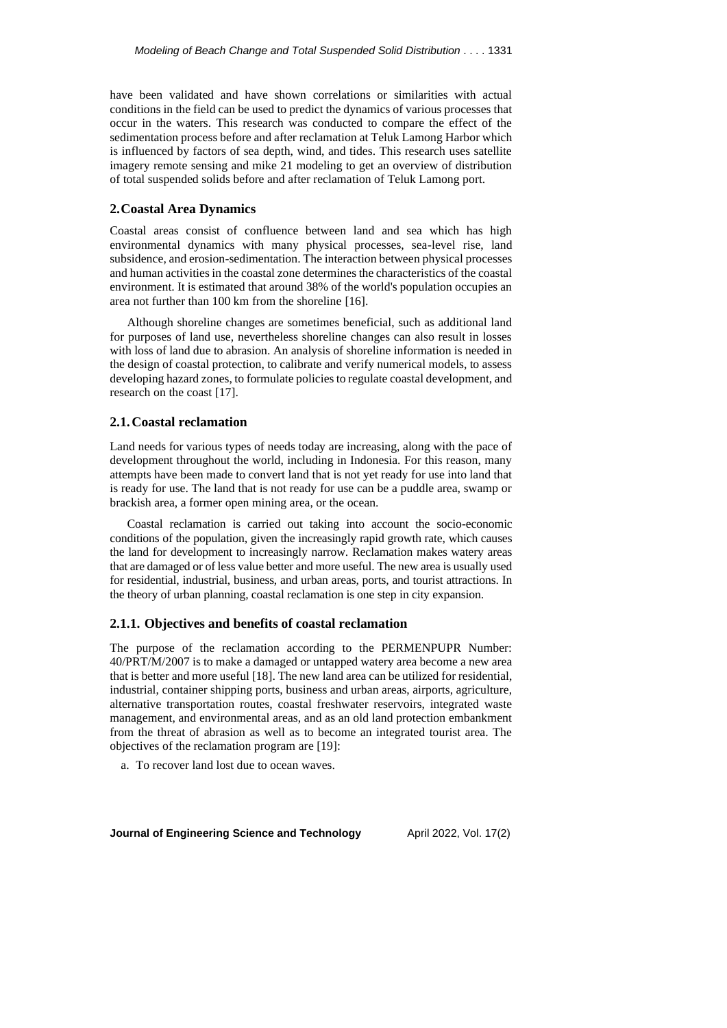have been validated and have shown correlations or similarities with actual conditions in the field can be used to predict the dynamics of various processes that occur in the waters. This research was conducted to compare the effect of the sedimentation process before and after reclamation at Teluk Lamong Harbor which is influenced by factors of sea depth, wind, and tides. This research uses satellite imagery remote sensing and mike 21 modeling to get an overview of distribution of total suspended solids before and after reclamation of Teluk Lamong port.

## 2. Coastal Area Dynamics

Coastal areas consist of confluence between land and sea which has high environmental dynamics with many physical processes, sea-level rise, land subsidence, and erosion-sedimentation. The interaction between physical processes and human activities in the coastal zone determines the characteristics of the coastal environment. It is estimated that around 38% of the world's population occupies an area not further than 100 km from the shoreline [16].

Although shoreline changes are sometimes beneficial, such as additional land for purposes of land use, nevertheless shoreline changes can also result in losses with loss of land due to abrasion. An analysis of shoreline information is needed in the design of coastal protection, to calibrate and verify numerical models, to assess developing hazard zones, to formulate policies to regulate coastal development, and research on the coast [17].

### 2.1. Coastal reclamation

Land needs for various types of needs today are increasing, along with the pace of development throughout the world, including in Indonesia. For this reason, many attempts have been made to convert land that is not yet ready for use into land that is ready for use. The land that is not ready for use can be a puddle area, swamp or brackish area, a former open mining area, or the ocean.

Coastal reclamation is carried out taking into account the socio-economic conditions of the population, given the increasingly rapid growth rate, which causes the land for development to increasingly narrow. Reclamation makes watery areas that are damaged or of less value better and more useful. The new area is usually used for residential, industrial, business, and urban areas, ports, and tourist attractions. In the theory of urban planning, coastal reclamation is one step in city expansion.

#### 2.1.1. Objectives and benefits of coastal reclamation

The purpose of the reclamation according to the PERMENPUPR Number: 40/PRT/M/2007 is to make a damaged or untapped watery area become a new area that is better and more useful [18]. The new land area can be utilized for residential, industrial, container shipping ports, business and urban areas, airports, agriculture, alternative transportation routes, coastal freshwater reservoirs, integrated waste management, and environmental areas, and as an old land protection embankment from the threat of abrasion as well as to become an integrated tourist area. The objectives of the reclamation program are [19]:

a. To recover land lost due to ocean waves.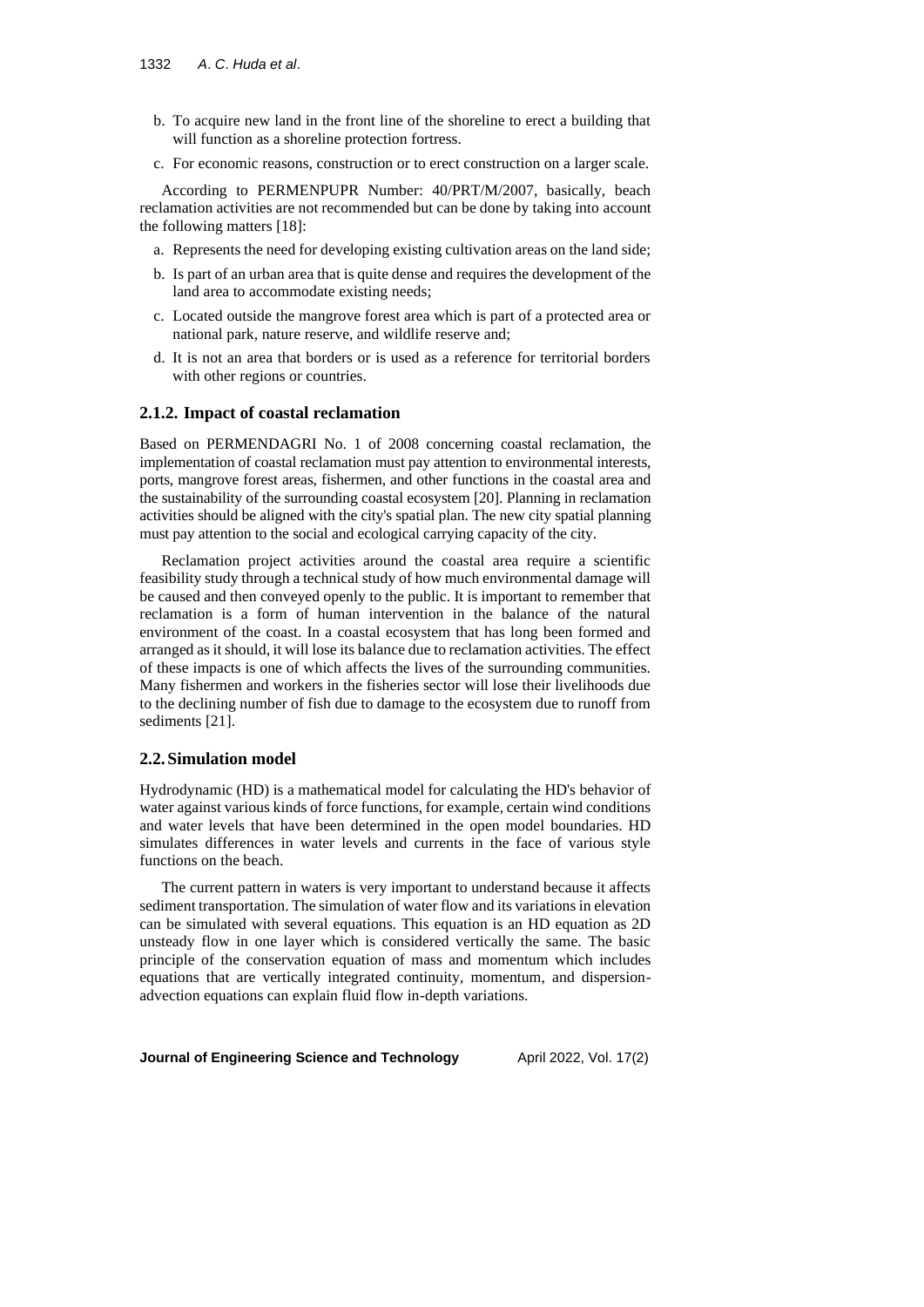b. To acquire new land in the front line of the shoreline to erect a building that will function as a shoreline protection fortress.

c. For economic reasons, construction or to erect construction on a larger scale.

According to PERMENPUPR Number: 40/PRT/M/2007, basically, beach reclamation activities are not recommended but can be done by taking into account the following matters [18]:

a. Represents the need for developing existing cultivation areas on the land side;

b. Is part of an urban area that is quite dense and requires the development of the land area to accommodate existing needs;

c. Located outside the mangrove forest area which is part of a protected area or national park, nature reserve, and wildlife reserve and;

d. It is not an area that borders or is used as a reference for territorial borders with other regions or countries.

### 2.1.2. Impact of coastal reclamation

Based on PERMENDAGRI No. 1 of 2008 concerning coastal reclamation, the implementation of coastal reclamation must pay attention to environmental interests, ports, mangrove forest areas, fishermen, and other functions in the coastal area and the sustainability of the surrounding coastal ecosystem [20]. Planning in reclamation activities should be aligned with the city's spatial plan. The new city spatial planning must pay attention to the social and ecological carrying capacity of the city.

Reclamation project activities around the coastal area require a scientific feasibility study through a technical study of how much environmental damage will be caused and then conveyed openly to the public. It is important to remember that reclamation is a form of human intervention in the balance of the natural environment of the coast. In a coastal ecosystem that has long been formed and arranged as it should, it will lose its balance due to reclamation activities. The effect of these impacts is one of which affects the lives of the surrounding communities. Many fishermen and workers in the fisheries sector will lose their livelihoods due to the declining number of fish due to damage to the ecosystem due to runoff from sediments [21].

## 2.2. Simulation model

Hydrodynamic (HD) is a mathematical model for calculating the HD's behavior of water against various kinds of force functions, for example, certain wind conditions and water levels that have been determined in the open model boundaries. HD simulates differences in water levels and currents in the face of various style functions on the beach.

The current pattern in waters is very important to understand because it affects sediment transportation. The simulation of water flow and its variations in elevation can be simulated with several equations. This equation is an HD equation as 2D unsteady flow in one layer which is considered vertically the same. The basic principle of the conservation equation of mass and momentum which includes equations that are vertically integrated continuity, momentum, and dispersion-advection equations can explain fluid flow in-depth variations.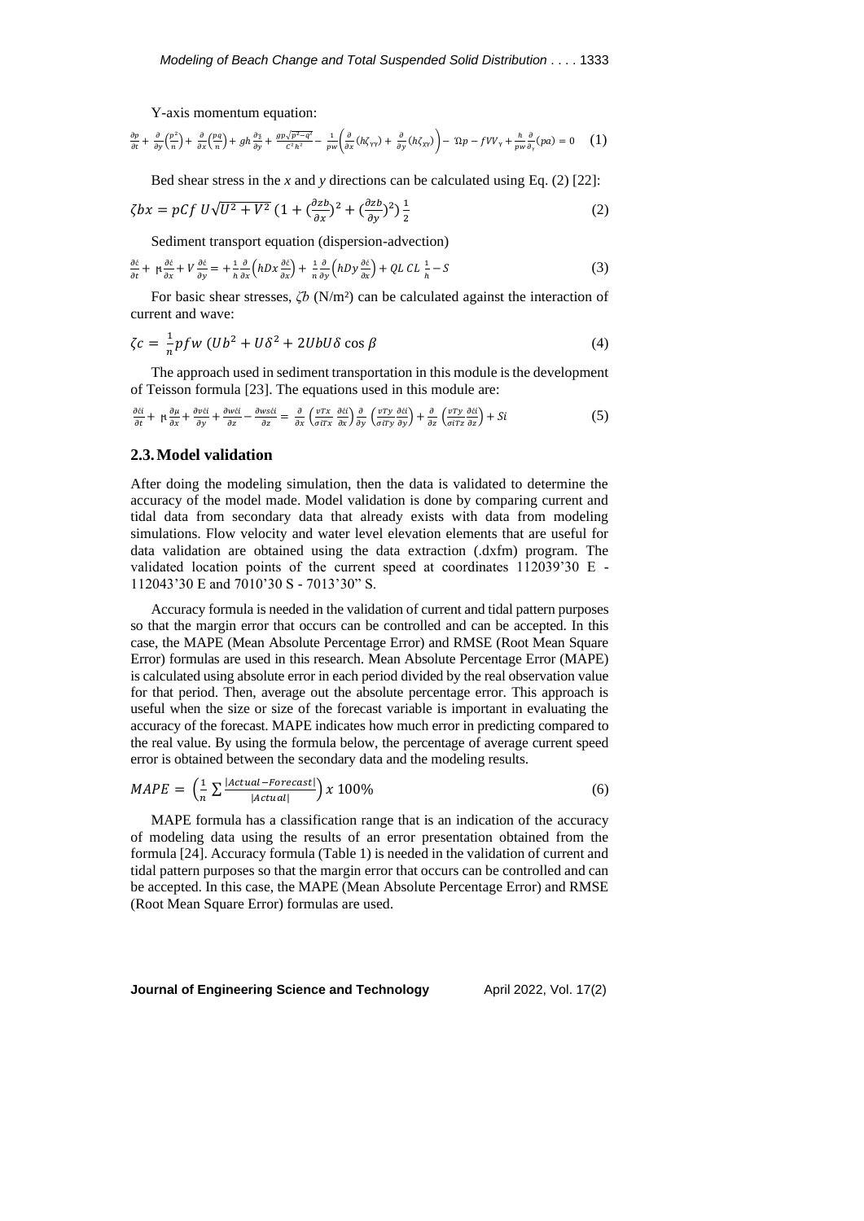Y-axis momentum equation:

$$\frac{\partial p}{\partial t} + \frac{\partial}{\partial y}\left(\frac{p^2}{n}\right) + \frac{\partial}{\partial x}\left(\frac{pq}{n}\right) + gh\frac{\partial \zeta}{\partial y} + \frac{gp\sqrt{p^2-q^2}}{C^2h^2} - \frac{1}{pw}\left(\frac{\partial}{\partial x}(h\zeta_{YY}) + \frac{\partial}{\partial y}(h\zeta_{XY})\right) - \Omega p - fVV_Y + \frac{h}{pw}\frac{\partial}{\partial_Y}(pa) = 0 \quad (1)$$

Bed shear stress in the *x* and *y* directions can be calculated using Eq. (2) [22]:

$$\zeta bx = pCf\ U\sqrt{U^2+V^2}\ \left(1 + \left(\frac{\partial zb}{\partial x}\right)^2 + \left(\frac{\partial zb}{\partial y}\right)^2\right)\frac{1}{2} \quad (2)$$

Sediment transport equation (dispersion-advection)

$$\frac{\partial \acute{c}}{\partial t} + \mu\frac{\partial \acute{c}}{\partial x} + V\frac{\partial \acute{c}}{\partial y} = +\frac{1}{h}\frac{\partial}{\partial x}\left(hDx\frac{\partial \acute{c}}{\partial x}\right) + \frac{1}{n}\frac{\partial}{\partial y}\left(hDy\frac{\partial \acute{c}}{\partial x}\right) + QL\ CL\ \frac{1}{h} - S \quad (3)$$

For basic shear stresses, $\zeta b$ (N/m²) can be calculated against the interaction of current and wave:

$$\zeta c = \frac{1}{n}pfw\ (Ub^2 + U\delta^2 + 2UbU\delta\cos\beta \quad (4)$$

The approach used in sediment transportation in this module is the development of Teisson formula [23]. The equations used in this module are:

$$\frac{\partial \acute{c}i}{\partial t} + \mu\frac{\partial \mu}{\partial x} + \frac{\partial v\acute{c}i}{\partial y} + \frac{\partial w\acute{c}i}{\partial z} - \frac{\partial ws\acute{c}i}{\partial z} = \frac{\partial}{\partial x}\left(\frac{vTx}{\sigma iTx}\frac{\partial \acute{c}i}{\partial x}\right)\frac{\partial}{\partial y}\left(\frac{vTy}{\sigma iTy}\frac{\partial \acute{c}i}{\partial y}\right) + \frac{\partial}{\partial z}\left(\frac{vTy}{\sigma iTz}\frac{\partial \acute{c}i}{\partial z}\right) + Si \quad (5)$$

## 2.3. Model validation

After doing the modeling simulation, then the data is validated to determine the accuracy of the model made. Model validation is done by comparing current and tidal data from secondary data that already exists with data from modeling simulations. Flow velocity and water level elevation elements that are useful for data validation are obtained using the data extraction (.dxfm) program. The validated location points of the current speed at coordinates 112039'30 E - 112043'30 E and 7010'30 S - 7013'30" S.

Accuracy formula is needed in the validation of current and tidal pattern purposes so that the margin error that occurs can be controlled and can be accepted. In this case, the MAPE (Mean Absolute Percentage Error) and RMSE (Root Mean Square Error) formulas are used in this research. Mean Absolute Percentage Error (MAPE) is calculated using absolute error in each period divided by the real observation value for that period. Then, average out the absolute percentage error. This approach is useful when the size or size of the forecast variable is important in evaluating the accuracy of the forecast. MAPE indicates how much error in predicting compared to the real value. By using the formula below, the percentage of average current speed error is obtained between the secondary data and the modeling results.

$$MAPE = \left(\frac{1}{n}\sum\frac{|Actual - Forecast|}{|Actual|}\right)x\ 100\% \quad (6)$$

MAPE formula has a classification range that is an indication of the accuracy of modeling data using the results of an error presentation obtained from the formula [24]. Accuracy formula (Table 1) is needed in the validation of current and tidal pattern purposes so that the margin error that occurs can be controlled and can be accepted. In this case, the MAPE (Mean Absolute Percentage Error) and RMSE (Root Mean Square Error) formulas are used.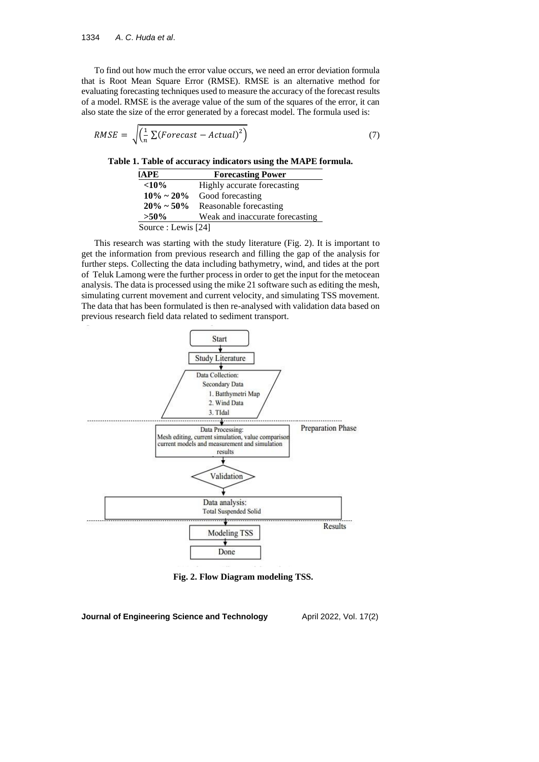To find out how much the error value occurs, we need an error deviation formula that is Root Mean Square Error (RMSE). RMSE is an alternative method for evaluating forecasting techniques used to measure the accuracy of the forecast results of a model. RMSE is the average value of the sum of the squares of the error, it can also state the size of the error generated by a forecast model. The formula used is:

$$RMSE = \sqrt{\left(\frac{1}{n}\sum(Forecast - Actual)^2\right)} \quad (7)$$

**Table 1. Table of accuracy indicators using the MAPE formula.**

| MAPE | Forecasting Power |
|---|---|
| **<10%** | Highly accurate forecasting |
| **10% ~ 20%** | Good forecasting |
| **20% ~ 50%** | Reasonable forecasting |
| **>50%** | Weak and inaccurate forecasting |

Source : Lewis [24]

This research was starting with the study literature (Fig. 2). It is important to get the information from previous research and filling the gap of the analysis for further steps. Collecting the data including bathymetry, wind, and tides at the port of Teluk Lamong were the further process in order to get the input for the metocean analysis. The data is processed using the mike 21 software such as editing the mesh, simulating current movement and current velocity, and simulating TSS movement. The data that has been formulated is then re-analysed with validation data based on previous research field data related to sediment transport.

Start → Study Literature → Data Collection: Secondary Data (1. Batthymetri Map, 2. Wind Data, 3. TIdal) → Preparation Phase: Data Processing: Mesh editing, current simulation, value comparison current models and measurement and simulation results → Validation → Data analysis: Total Suspended Solid → Results: Modeling TSS → Done

**Fig. 2. Flow Diagram modeling TSS.**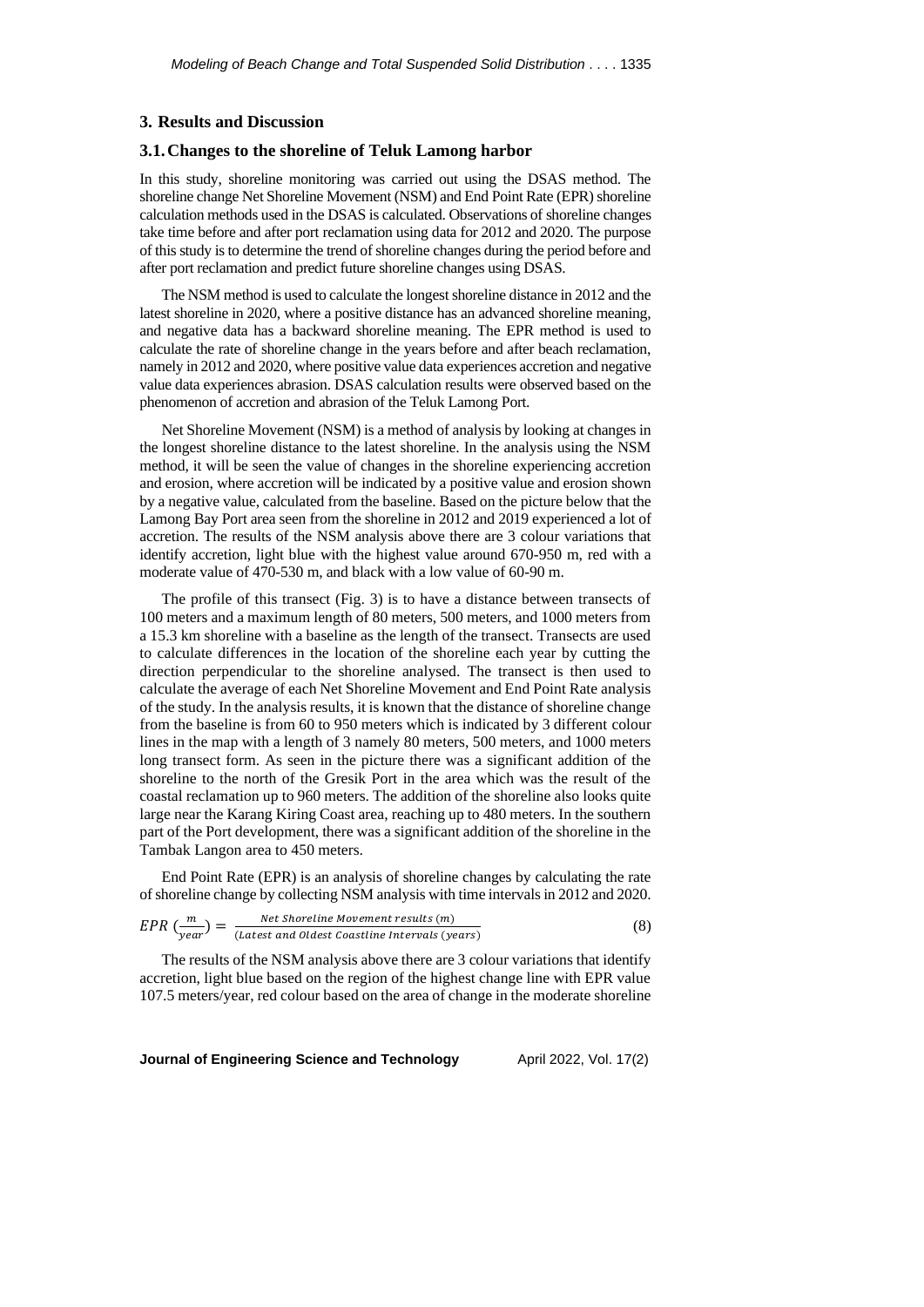## 3. Results and Discussion

### 3.1. Changes to the shoreline of Teluk Lamong harbor

In this study, shoreline monitoring was carried out using the DSAS method. The shoreline change Net Shoreline Movement (NSM) and End Point Rate (EPR) shoreline calculation methods used in the DSAS is calculated. Observations of shoreline changes take time before and after port reclamation using data for 2012 and 2020. The purpose of this study is to determine the trend of shoreline changes during the period before and after port reclamation and predict future shoreline changes using DSAS.

The NSM method is used to calculate the longest shoreline distance in 2012 and the latest shoreline in 2020, where a positive distance has an advanced shoreline meaning, and negative data has a backward shoreline meaning. The EPR method is used to calculate the rate of shoreline change in the years before and after beach reclamation, namely in 2012 and 2020, where positive value data experiences accretion and negative value data experiences abrasion. DSAS calculation results were observed based on the phenomenon of accretion and abrasion of the Teluk Lamong Port.

Net Shoreline Movement (NSM) is a method of analysis by looking at changes in the longest shoreline distance to the latest shoreline. In the analysis using the NSM method, it will be seen the value of changes in the shoreline experiencing accretion and erosion, where accretion will be indicated by a positive value and erosion shown by a negative value, calculated from the baseline. Based on the picture below that the Lamong Bay Port area seen from the shoreline in 2012 and 2019 experienced a lot of accretion. The results of the NSM analysis above there are 3 colour variations that identify accretion, light blue with the highest value around 670-950 m, red with a moderate value of 470-530 m, and black with a low value of 60-90 m.

The profile of this transect (Fig. 3) is to have a distance between transects of 100 meters and a maximum length of 80 meters, 500 meters, and 1000 meters from a 15.3 km shoreline with a baseline as the length of the transect. Transects are used to calculate differences in the location of the shoreline each year by cutting the direction perpendicular to the shoreline analysed. The transect is then used to calculate the average of each Net Shoreline Movement and End Point Rate analysis of the study. In the analysis results, it is known that the distance of shoreline change from the baseline is from 60 to 950 meters which is indicated by 3 different colour lines in the map with a length of 3 namely 80 meters, 500 meters, and 1000 meters long transect form. As seen in the picture there was a significant addition of the shoreline to the north of the Gresik Port in the area which was the result of the coastal reclamation up to 960 meters. The addition of the shoreline also looks quite large near the Karang Kiring Coast area, reaching up to 480 meters. In the southern part of the Port development, there was a significant addition of the shoreline in the Tambak Langon area to 450 meters.

End Point Rate (EPR) is an analysis of shoreline changes by calculating the rate of shoreline change by collecting NSM analysis with time intervals in 2012 and 2020.

$$EPR\left(\frac{m}{year}\right) = \frac{Net\ Shoreline\ Movement\ results\ (m)}{(Latest\ and\ Oldest\ Coastline\ Intervals\ (years)} \tag{8}$$

The results of the NSM analysis above there are 3 colour variations that identify accretion, light blue based on the region of the highest change line with EPR value 107.5 meters/year, red colour based on the area of change in the moderate shoreline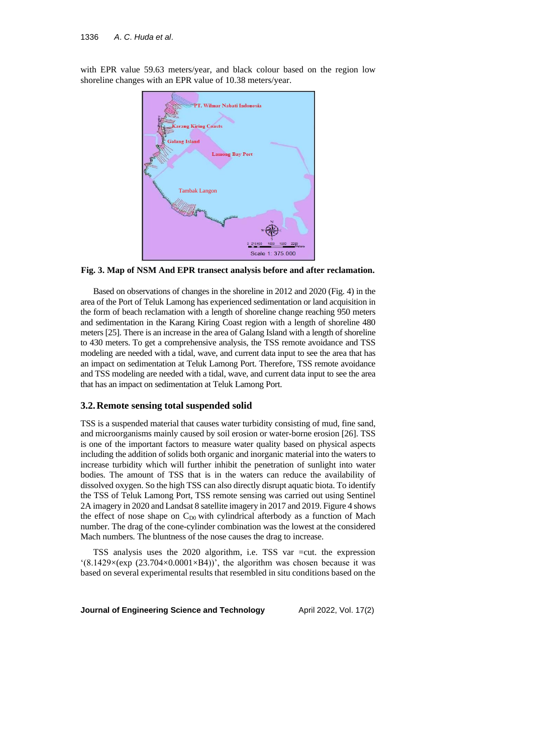with EPR value 59.63 meters/year, and black colour based on the region low shoreline changes with an EPR value of 10.38 meters/year.

**Fig. 3. Map of NSM And EPR transect analysis before and after reclamation.**

Based on observations of changes in the shoreline in 2012 and 2020 (Fig. 4) in the area of the Port of Teluk Lamong has experienced sedimentation or land acquisition in the form of beach reclamation with a length of shoreline change reaching 950 meters and sedimentation in the Karang Kiring Coast region with a length of shoreline 480 meters [25]. There is an increase in the area of Galang Island with a length of shoreline to 430 meters. To get a comprehensive analysis, the TSS remote avoidance and TSS modeling are needed with a tidal, wave, and current data input to see the area that has an impact on sedimentation at Teluk Lamong Port. Therefore, TSS remote avoidance and TSS modeling are needed with a tidal, wave, and current data input to see the area that has an impact on sedimentation at Teluk Lamong Port.

### 3.2. Remote sensing total suspended solid

TSS is a suspended material that causes water turbidity consisting of mud, fine sand, and microorganisms mainly caused by soil erosion or water-borne erosion [26]. TSS is one of the important factors to measure water quality based on physical aspects including the addition of solids both organic and inorganic material into the waters to increase turbidity which will further inhibit the penetration of sunlight into water bodies. The amount of TSS that is in the waters can reduce the availability of dissolved oxygen. So the high TSS can also directly disrupt aquatic biota. To identify the TSS of Teluk Lamong Port, TSS remote sensing was carried out using Sentinel 2A imagery in 2020 and Landsat 8 satellite imagery in 2017 and 2019. Figure 4 shows the effect of nose shape on $C_{D0}$ with cylindrical afterbody as a function of Mach number. The drag of the cone-cylinder combination was the lowest at the considered Mach numbers. The bluntness of the nose causes the drag to increase.

TSS analysis uses the 2020 algorithm, i.e. TSS var =cut. the expression '(8.1429×(exp (23.704×0.0001×B4))', the algorithm was chosen because it was based on several experimental results that resembled in situ conditions based on the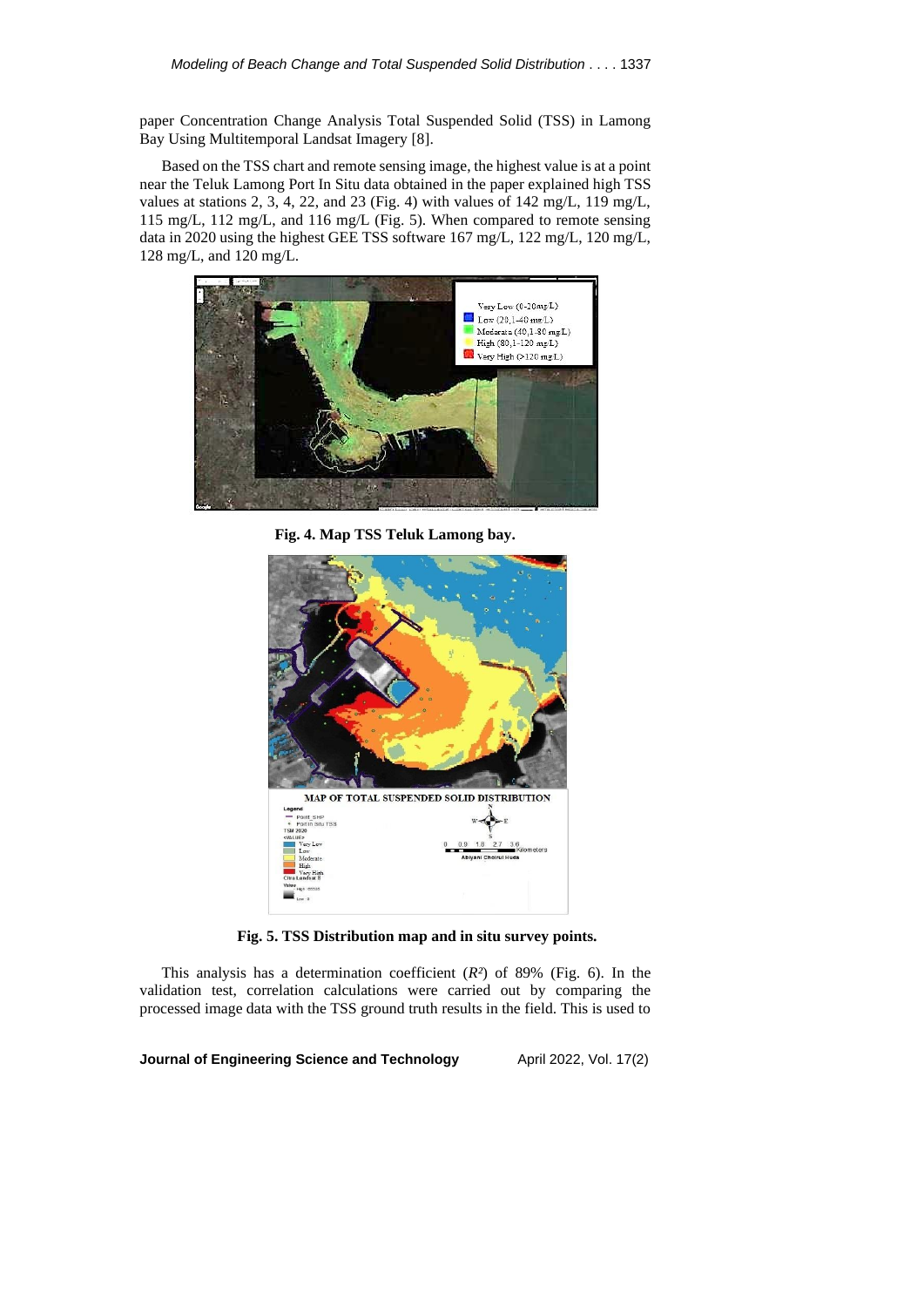paper Concentration Change Analysis Total Suspended Solid (TSS) in Lamong Bay Using Multitemporal Landsat Imagery [8].

Based on the TSS chart and remote sensing image, the highest value is at a point near the Teluk Lamong Port In Situ data obtained in the paper explained high TSS values at stations 2, 3, 4, 22, and 23 (Fig. 4) with values of 142 mg/L, 119 mg/L, 115 mg/L, 112 mg/L, and 116 mg/L (Fig. 5). When compared to remote sensing data in 2020 using the highest GEE TSS software 167 mg/L, 122 mg/L, 120 mg/L, 128 mg/L, and 120 mg/L.

**Fig. 4. Map TSS Teluk Lamong bay.**

**Fig. 5. TSS Distribution map and in situ survey points.**

This analysis has a determination coefficient ($R^2$) of 89% (Fig. 6). In the validation test, correlation calculations were carried out by comparing the processed image data with the TSS ground truth results in the field. This is used to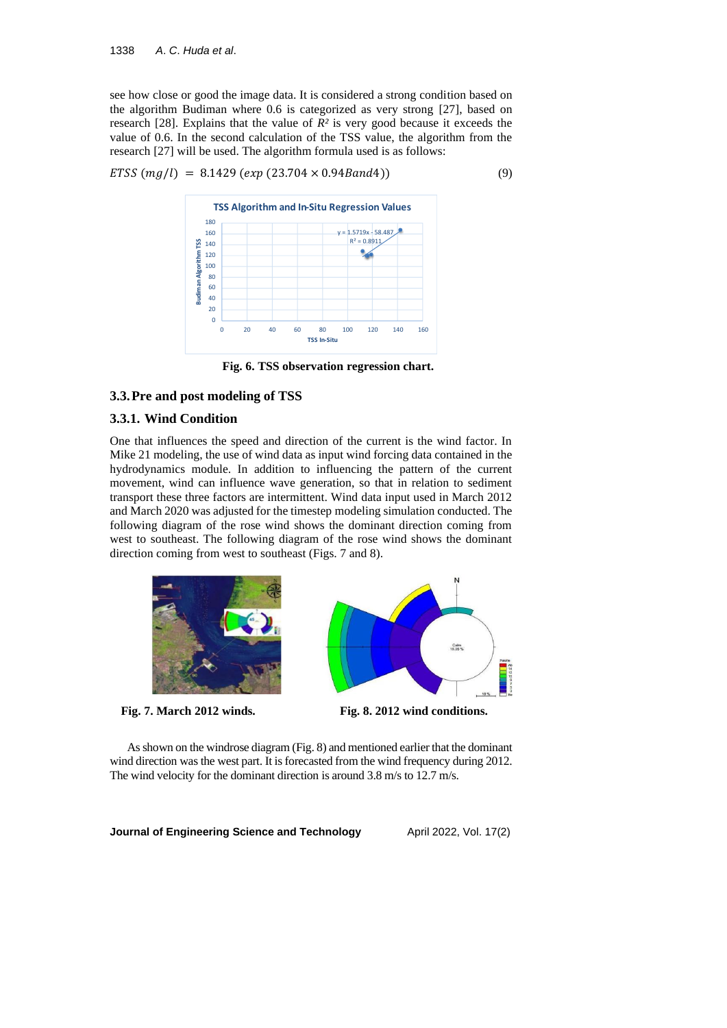see how close or good the image data. It is considered a strong condition based on the algorithm Budiman where 0.6 is categorized as very strong [27], based on research [28]. Explains that the value of $R^2$ is very good because it exceeds the value of 0.6. In the second calculation of the TSS value, the algorithm from the research [27] will be used. The algorithm formula used is as follows:

$$ETSS\ (mg/l) = 8.1429\ (exp\ (23.704 \times 0.94Band4)) \tag{9}$$

**Fig. 6. TSS observation regression chart.**

## 3.3. Pre and post modeling of TSS

### 3.3.1. Wind Condition

One that influences the speed and direction of the current is the wind factor. In Mike 21 modeling, the use of wind data as input wind forcing data contained in the hydrodynamics module. In addition to influencing the pattern of the current movement, wind can influence wave generation, so that in relation to sediment transport these three factors are intermittent. Wind data input used in March 2012 and March 2020 was adjusted for the timestep modeling simulation conducted. The following diagram of the rose wind shows the dominant direction coming from west to southeast. The following diagram of the rose wind shows the dominant direction coming from west to southeast (Figs. 7 and 8).

**Fig. 7. March 2012 winds.**

**Fig. 8. 2012 wind conditions.**

As shown on the windrose diagram (Fig. 8) and mentioned earlier that the dominant wind direction was the west part. It is forecasted from the wind frequency during 2012. The wind velocity for the dominant direction is around 3.8 m/s to 12.7 m/s.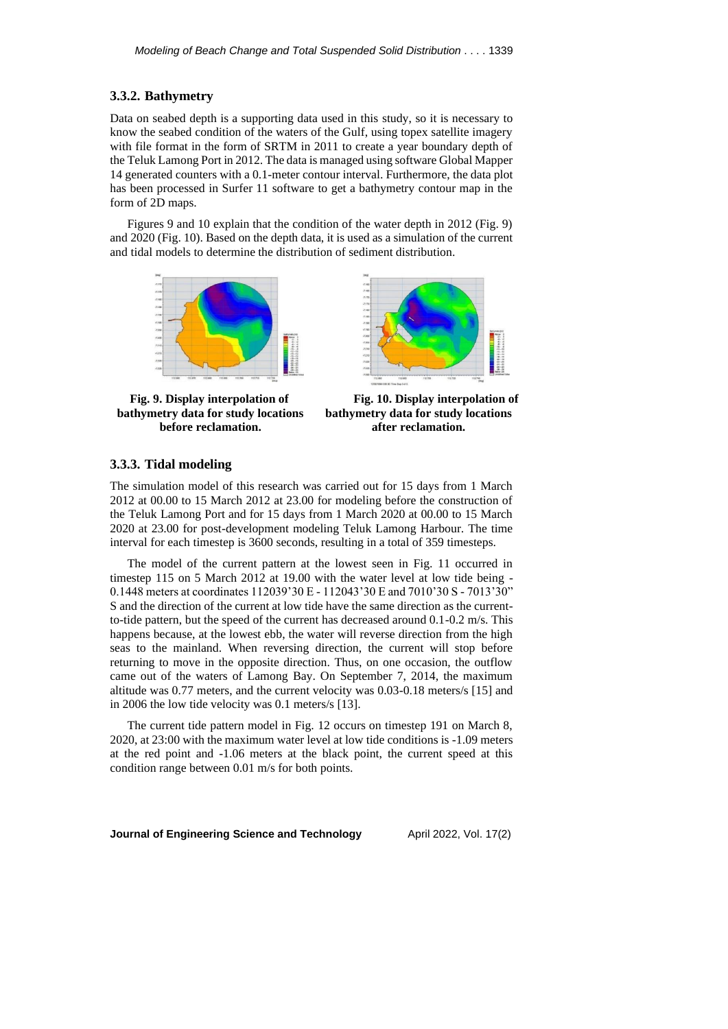### 3.3.2. Bathymetry

Data on seabed depth is a supporting data used in this study, so it is necessary to know the seabed condition of the waters of the Gulf, using topex satellite imagery with file format in the form of SRTM in 2011 to create a year boundary depth of the Teluk Lamong Port in 2012. The data is managed using software Global Mapper 14 generated counters with a 0.1-meter contour interval. Furthermore, the data plot has been processed in Surfer 11 software to get a bathymetry contour map in the form of 2D maps.

Figures 9 and 10 explain that the condition of the water depth in 2012 (Fig. 9) and 2020 (Fig. 10). Based on the depth data, it is used as a simulation of the current and tidal models to determine the distribution of sediment distribution.

**Fig. 9. Display interpolation of bathymetry data for study locations before reclamation.**

**Fig. 10. Display interpolation of bathymetry data for study locations after reclamation.**

### 3.3.3. Tidal modeling

The simulation model of this research was carried out for 15 days from 1 March 2012 at 00.00 to 15 March 2012 at 23.00 for modeling before the construction of the Teluk Lamong Port and for 15 days from 1 March 2020 at 00.00 to 15 March 2020 at 23.00 for post-development modeling Teluk Lamong Harbour. The time interval for each timestep is 3600 seconds, resulting in a total of 359 timesteps.

The model of the current pattern at the lowest seen in Fig. 11 occurred in timestep 115 on 5 March 2012 at 19.00 with the water level at low tide being -0.1448 meters at coordinates 112039'30 E - 112043'30 E and 7010'30 S - 7013'30" S and the direction of the current at low tide have the same direction as the current-to-tide pattern, but the speed of the current has decreased around 0.1-0.2 m/s. This happens because, at the lowest ebb, the water will reverse direction from the high seas to the mainland. When reversing direction, the current will stop before returning to move in the opposite direction. Thus, on one occasion, the outflow came out of the waters of Lamong Bay. On September 7, 2014, the maximum altitude was 0.77 meters, and the current velocity was 0.03-0.18 meters/s [15] and in 2006 the low tide velocity was 0.1 meters/s [13].

The current tide pattern model in Fig. 12 occurs on timestep 191 on March 8, 2020, at 23:00 with the maximum water level at low tide conditions is -1.09 meters at the red point and -1.06 meters at the black point, the current speed at this condition range between 0.01 m/s for both points.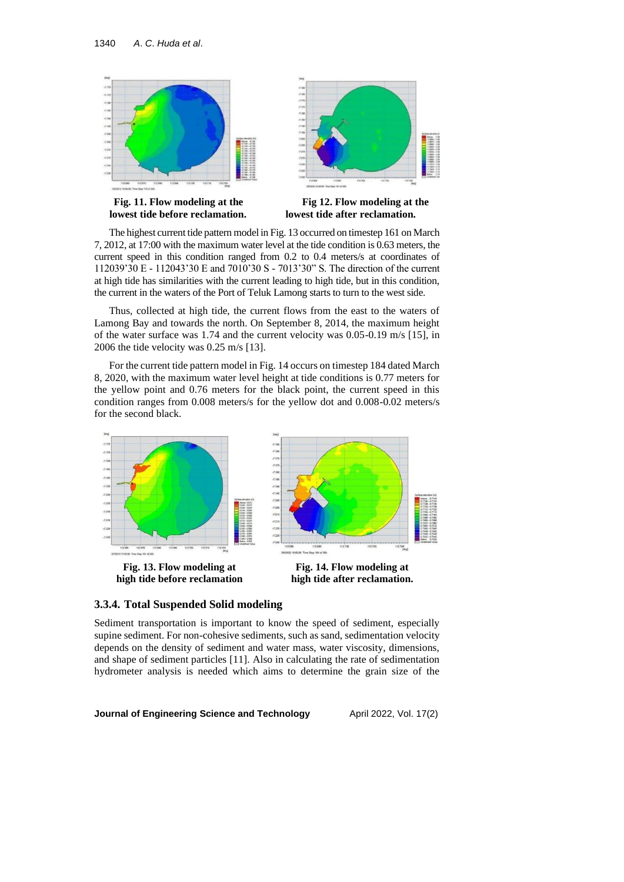**Fig. 11. Flow modeling at the lowest tide before reclamation.**

**Fig 12. Flow modeling at the lowest tide after reclamation.**

The highest current tide pattern model in Fig. 13 occurred on timestep 161 on March 7, 2012, at 17:00 with the maximum water level at the tide condition is 0.63 meters, the current speed in this condition ranged from 0.2 to 0.4 meters/s at coordinates of 112039'30 E - 112043'30 E and 7010'30 S - 7013'30" S. The direction of the current at high tide has similarities with the current leading to high tide, but in this condition, the current in the waters of the Port of Teluk Lamong starts to turn to the west side.

Thus, collected at high tide, the current flows from the east to the waters of Lamong Bay and towards the north. On September 8, 2014, the maximum height of the water surface was 1.74 and the current velocity was 0.05-0.19 m/s [15], in 2006 the tide velocity was 0.25 m/s [13].

For the current tide pattern model in Fig. 14 occurs on timestep 184 dated March 8, 2020, with the maximum water level height at tide conditions is 0.77 meters for the yellow point and 0.76 meters for the black point, the current speed in this condition ranges from 0.008 meters/s for the yellow dot and 0.008-0.02 meters/s for the second black.

**Fig. 13. Flow modeling at high tide before reclamation**

**Fig. 14. Flow modeling at high tide after reclamation.**

### 3.3.4. Total Suspended Solid modeling

Sediment transportation is important to know the speed of sediment, especially supine sediment. For non-cohesive sediments, such as sand, sedimentation velocity depends on the density of sediment and water mass, water viscosity, dimensions, and shape of sediment particles [11]. Also in calculating the rate of sedimentation hydrometer analysis is needed which aims to determine the grain size of the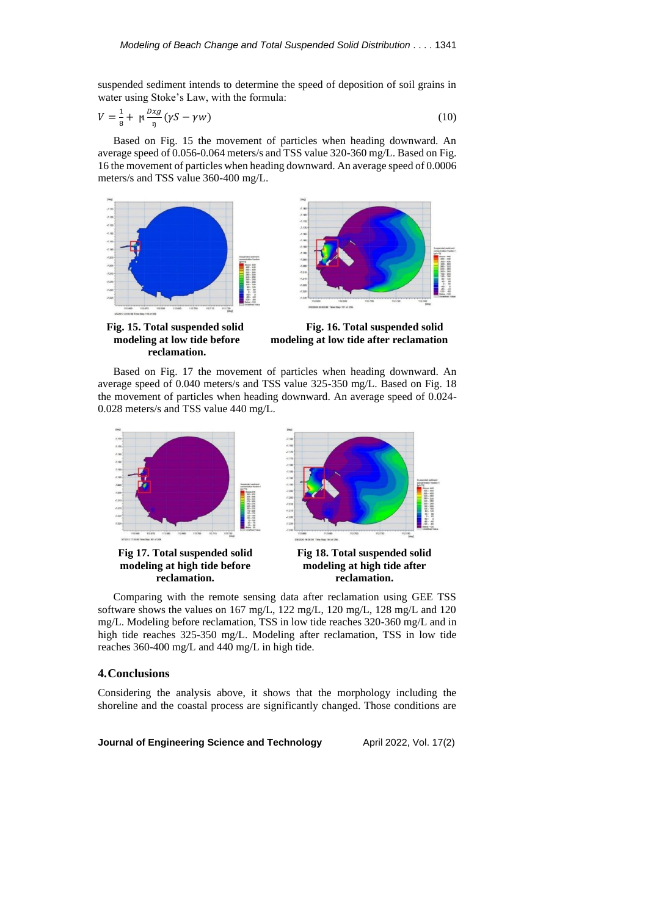suspended sediment intends to determine the speed of deposition of soil grains in water using Stoke's Law, with the formula:

$$V = \frac{1}{8} + \mu \frac{Dxg}{\eta} (\gamma S - \gamma w) \tag{10}$$

Based on Fig. 15 the movement of particles when heading downward. An average speed of 0.056-0.064 meters/s and TSS value 320-360 mg/L. Based on Fig. 16 the movement of particles when heading downward. An average speed of 0.0006 meters/s and TSS value 360-400 mg/L.

**Fig. 15. Total suspended solid modeling at low tide before reclamation.**

**Fig. 16. Total suspended solid modeling at low tide after reclamation**

Based on Fig. 17 the movement of particles when heading downward. An average speed of 0.040 meters/s and TSS value 325-350 mg/L. Based on Fig. 18 the movement of particles when heading downward. An average speed of 0.024-0.028 meters/s and TSS value 440 mg/L.

**Fig 17. Total suspended solid modeling at high tide before reclamation.**

**Fig 18. Total suspended solid modeling at high tide after reclamation.**

Comparing with the remote sensing data after reclamation using GEE TSS software shows the values on 167 mg/L, 122 mg/L, 120 mg/L, 128 mg/L and 120 mg/L. Modeling before reclamation, TSS in low tide reaches 320-360 mg/L and in high tide reaches 325-350 mg/L. Modeling after reclamation, TSS in low tide reaches 360-400 mg/L and 440 mg/L in high tide.

## 4. Conclusions

Considering the analysis above, it shows that the morphology including the shoreline and the coastal process are significantly changed. Those conditions are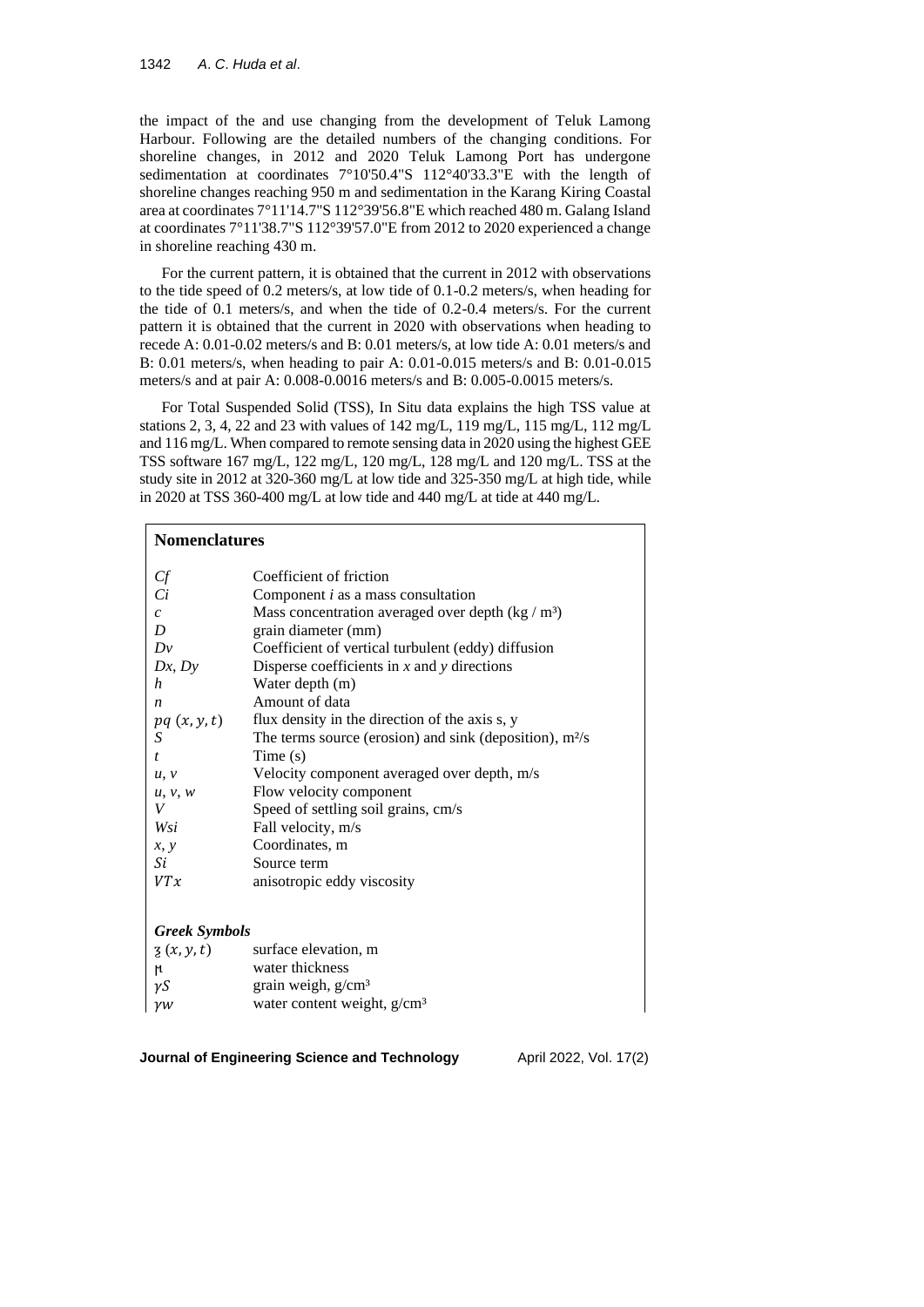the impact of the and use changing from the development of Teluk Lamong Harbour. Following are the detailed numbers of the changing conditions. For shoreline changes, in 2012 and 2020 Teluk Lamong Port has undergone sedimentation at coordinates 7°10'50.4"S 112°40'33.3"E with the length of shoreline changes reaching 950 m and sedimentation in the Karang Kiring Coastal area at coordinates 7°11'14.7"S 112°39'56.8"E which reached 480 m. Galang Island at coordinates 7°11'38.7"S 112°39'57.0"E from 2012 to 2020 experienced a change in shoreline reaching 430 m.

For the current pattern, it is obtained that the current in 2012 with observations to the tide speed of 0.2 meters/s, at low tide of 0.1-0.2 meters/s, when heading for the tide of 0.1 meters/s, and when the tide of 0.2-0.4 meters/s. For the current pattern it is obtained that the current in 2020 with observations when heading to recede A: 0.01-0.02 meters/s and B: 0.01 meters/s, at low tide A: 0.01 meters/s and B: 0.01 meters/s, when heading to pair A: 0.01-0.015 meters/s and B: 0.01-0.015 meters/s and at pair A: 0.008-0.0016 meters/s and B: 0.005-0.0015 meters/s.

For Total Suspended Solid (TSS), In Situ data explains the high TSS value at stations 2, 3, 4, 22 and 23 with values of 142 mg/L, 119 mg/L, 115 mg/L, 112 mg/L and 116 mg/L. When compared to remote sensing data in 2020 using the highest GEE TSS software 167 mg/L, 122 mg/L, 120 mg/L, 128 mg/L and 120 mg/L. TSS at the study site in 2012 at 320-360 mg/L at low tide and 325-350 mg/L at high tide, while in 2020 at TSS 360-400 mg/L at low tide and 440 mg/L at tide at 440 mg/L.

## Nomenclatures

| | |
|---|---|
| $Cf$ | Coefficient of friction |
| $Ci$ | Component $i$ as a mass consultation |
| $c$ | Mass concentration averaged over depth (kg / m³) |
| $D$ | grain diameter (mm) |
| $Dv$ | Coefficient of vertical turbulent (eddy) diffusion |
| $Dx$, $Dy$ | Disperse coefficients in $x$ and $y$ directions |
| $h$ | Water depth (m) |
| $n$ | Amount of data |
| $pq\ (x, y, t)$ | flux density in the direction of the axis s, y |
| $S$ | The terms source (erosion) and sink (deposition), m²/s |
| $t$ | Time (s) |
| $u$, $v$ | Velocity component averaged over depth, m/s |
| $u$, $v$, $w$ | Flow velocity component |
| $V$ | Speed of settling soil grains, cm/s |
| $Wsi$ | Fall velocity, m/s |
| $x$, $y$ | Coordinates, m |
| $Si$ | Source term |
| $VTx$ | anisotropic eddy viscosity |

### Greek Symbols

| | |
|---|---|
| ʒ $(x, y, t)$ | surface elevation, m |
| ɲ | water thickness |
| $\gamma S$ | grain weigh, g/cm³ |
| $\gamma w$ | water content weight, g/cm³ |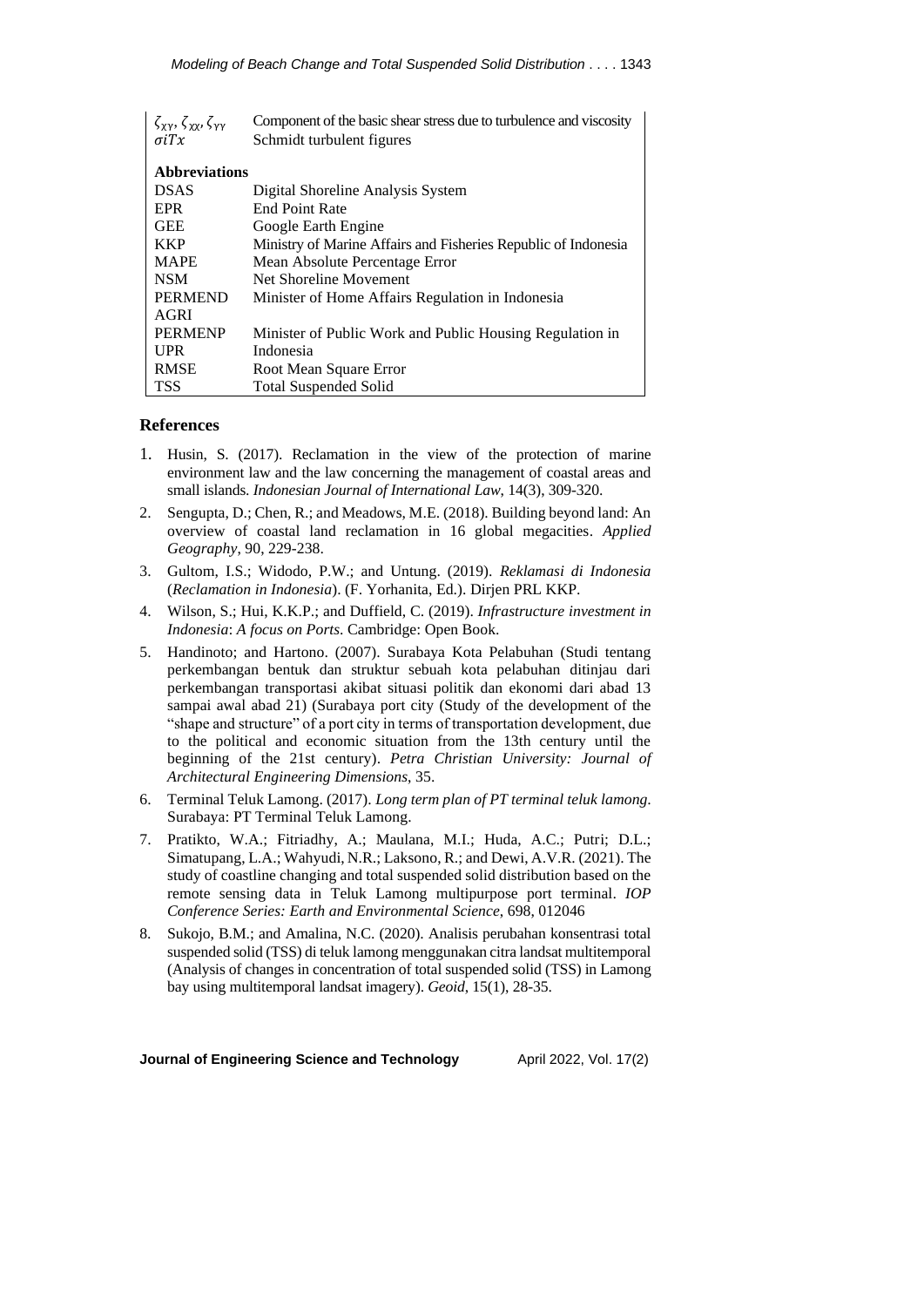| | |
|---|---|
| $\zeta_{XY}, \zeta_{XX}, \zeta_{YY}$ | Component of the basic shear stress due to turbulence and viscosity |
| $\sigma iTx$ | Schmidt turbulent figures |
| **Abbreviations** | |
| DSAS | Digital Shoreline Analysis System |
| EPR | End Point Rate |
| GEE | Google Earth Engine |
| KKP | Ministry of Marine Affairs and Fisheries Republic of Indonesia |
| MAPE | Mean Absolute Percentage Error |
| NSM | Net Shoreline Movement |
| PERMEND AGRI | Minister of Home Affairs Regulation in Indonesia |
| PERMENP UPR | Minister of Public Work and Public Housing Regulation in Indonesia |
| RMSE | Root Mean Square Error |
| TSS | Total Suspended Solid |

## References

1. Husin, S. (2017). Reclamation in the view of the protection of marine environment law and the law concerning the management of coastal areas and small islands. *Indonesian Journal of International Law*, 14(3), 309-320.
2. Sengupta, D.; Chen, R.; and Meadows, M.E. (2018). Building beyond land: An overview of coastal land reclamation in 16 global megacities. *Applied Geography*, 90, 229-238.
3. Gultom, I.S.; Widodo, P.W.; and Untung. (2019). *Reklamasi di Indonesia* (*Reclamation in Indonesia*). (F. Yorhanita, Ed.). Dirjen PRL KKP.
4. Wilson, S.; Hui, K.K.P.; and Duffield, C. (2019). *Infrastructure investment in Indonesia*: *A focus on Ports*. Cambridge: Open Book.
5. Handinoto; and Hartono. (2007). Surabaya Kota Pelabuhan (Studi tentang perkembangan bentuk dan struktur sebuah kota pelabuhan ditinjau dari perkembangan transportasi akibat situasi politik dan ekonomi dari abad 13 sampai awal abad 21) (Surabaya port city (Study of the development of the "shape and structure" of a port city in terms of transportation development, due to the political and economic situation from the 13th century until the beginning of the 21st century). *Petra Christian University: Journal of Architectural Engineering Dimensions*, 35.
6. Terminal Teluk Lamong. (2017). *Long term plan of PT terminal teluk lamong*. Surabaya: PT Terminal Teluk Lamong.
7. Pratikto, W.A.; Fitriadhy, A.; Maulana, M.I.; Huda, A.C.; Putri; D.L.; Simatupang, L.A.; Wahyudi, N.R.; Laksono, R.; and Dewi, A.V.R. (2021). The study of coastline changing and total suspended solid distribution based on the remote sensing data in Teluk Lamong multipurpose port terminal. *IOP Conference Series: Earth and Environmental Science*, 698, 012046
8. Sukojo, B.M.; and Amalina, N.C. (2020). Analisis perubahan konsentrasi total suspended solid (TSS) di teluk lamong menggunakan citra landsat multitemporal (Analysis of changes in concentration of total suspended solid (TSS) in Lamong bay using multitemporal landsat imagery). *Geoid*, 15(1), 28-35.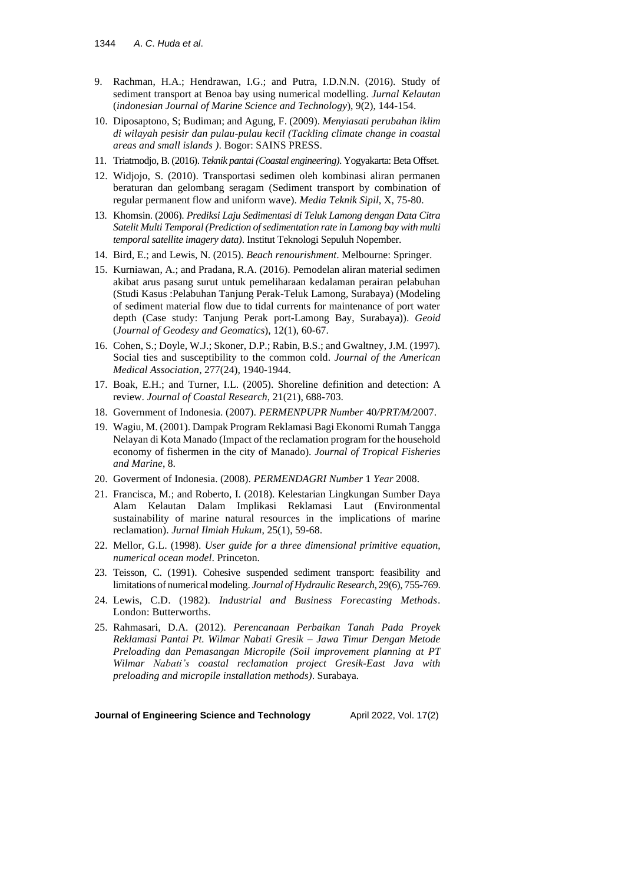9. Rachman, H.A.; Hendrawan, I.G.; and Putra, I.D.N.N. (2016). Study of sediment transport at Benoa bay using numerical modelling. *Jurnal Kelautan* (*indonesian Journal of Marine Science and Technology*), 9(2), 144-154.
10. Diposaptono, S; Budiman; and Agung, F. (2009). *Menyiasati perubahan iklim di wilayah pesisir dan pulau-pulau kecil (Tackling climate change in coastal areas and small islands )*. Bogor: SAINS PRESS.
11. Triatmodjo, B. (2016). *Teknik pantai (Coastal engineering)*. Yogyakarta: Beta Offset.
12. Widjojo, S. (2010). Transportasi sedimen oleh kombinasi aliran permanen beraturan dan gelombang seragam (Sediment transport by combination of regular permanent flow and uniform wave). *Media Teknik Sipil*, X, 75-80.
13. Khomsin. (2006). *Prediksi Laju Sedimentasi di Teluk Lamong dengan Data Citra Satelit Multi Temporal (Prediction of sedimentation rate in Lamong bay with multi temporal satellite imagery data)*. Institut Teknologi Sepuluh Nopember.
14. Bird, E.; and Lewis, N. (2015). *Beach renourishment*. Melbourne: Springer.
15. Kurniawan, A.; and Pradana, R.A. (2016). Pemodelan aliran material sedimen akibat arus pasang surut untuk pemeliharaan kedalaman perairan pelabuhan (Studi Kasus :Pelabuhan Tanjung Perak-Teluk Lamong, Surabaya) (Modeling of sediment material flow due to tidal currents for maintenance of port water depth (Case study: Tanjung Perak port-Lamong Bay, Surabaya)). *Geoid* (*Journal of Geodesy and Geomatics*), 12(1), 60-67.
16. Cohen, S.; Doyle, W.J.; Skoner, D.P.; Rabin, B.S.; and Gwaltney, J.M. (1997). Social ties and susceptibility to the common cold. *Journal of the American Medical Association*, 277(24), 1940-1944.
17. Boak, E.H.; and Turner, I.L. (2005). Shoreline definition and detection: A review. *Journal of Coastal Research*, 21(21), 688-703.
18. Government of Indonesia. (2007). *PERMENPUPR Number* 40*/PRT/M/*2007.
19. Wagiu, M. (2001). Dampak Program Reklamasi Bagi Ekonomi Rumah Tangga Nelayan di Kota Manado (Impact of the reclamation program for the household economy of fishermen in the city of Manado). *Journal of Tropical Fisheries and Marine*, 8.
20. Goverment of Indonesia. (2008). *PERMENDAGRI Number* 1 *Year* 2008.
21. Francisca, M.; and Roberto, I. (2018). Kelestarian Lingkungan Sumber Daya Alam Kelautan Dalam Implikasi Reklamasi Laut (Environmental sustainability of marine natural resources in the implications of marine reclamation). *Jurnal Ilmiah Hukum*, 25(1), 59-68.
22. Mellor, G.L. (1998). *User guide for a three dimensional primitive equation, numerical ocean model*. Princeton.
23. Teisson, C. (1991). Cohesive suspended sediment transport: feasibility and limitations of numerical modeling. *Journal of Hydraulic Research*, 29(6), 755-769.
24. Lewis, C.D. (1982). *Industrial and Business Forecasting Methods*. London: Butterworths.
25. Rahmasari, D.A. (2012). *Perencanaan Perbaikan Tanah Pada Proyek Reklamasi Pantai Pt. Wilmar Nabati Gresik – Jawa Timur Dengan Metode Preloading dan Pemasangan Micropile (Soil improvement planning at PT Wilmar Nabati's coastal reclamation project Gresik-East Java with preloading and micropile installation methods)*. Surabaya.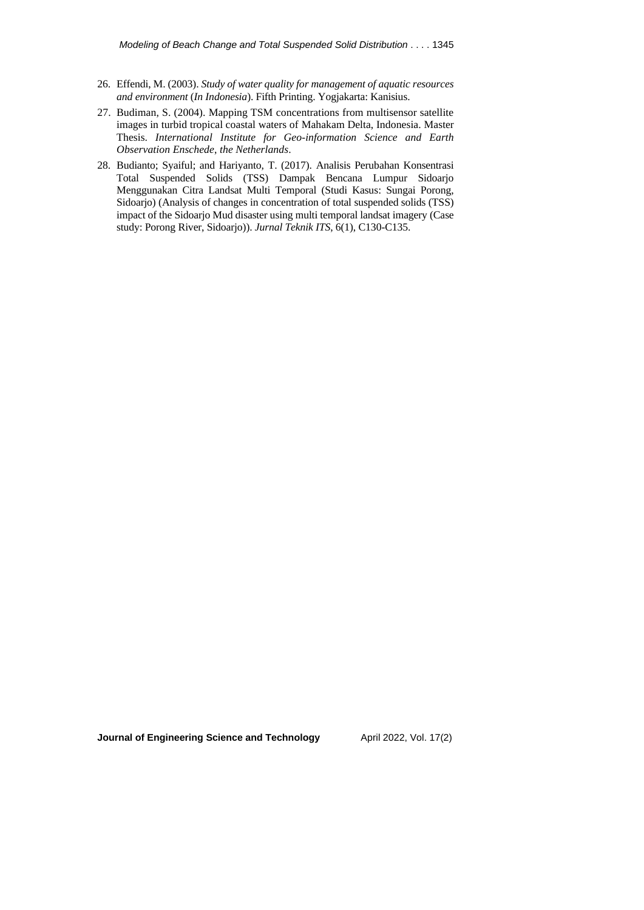26. Effendi, M. (2003). *Study of water quality for management of aquatic resources and environment* (*In Indonesia*). Fifth Printing. Yogjakarta: Kanisius.
27. Budiman, S. (2004). Mapping TSM concentrations from multisensor satellite images in turbid tropical coastal waters of Mahakam Delta, Indonesia. Master Thesis. *International Institute for Geo-information Science and Earth Observation Enschede, the Netherlands*.
28. Budianto; Syaiful; and Hariyanto, T. (2017). Analisis Perubahan Konsentrasi Total Suspended Solids (TSS) Dampak Bencana Lumpur Sidoarjo Menggunakan Citra Landsat Multi Temporal (Studi Kasus: Sungai Porong, Sidoarjo) (Analysis of changes in concentration of total suspended solids (TSS) impact of the Sidoarjo Mud disaster using multi temporal landsat imagery (Case study: Porong River, Sidoarjo)). *Jurnal Teknik ITS*, 6(1), C130-C135.